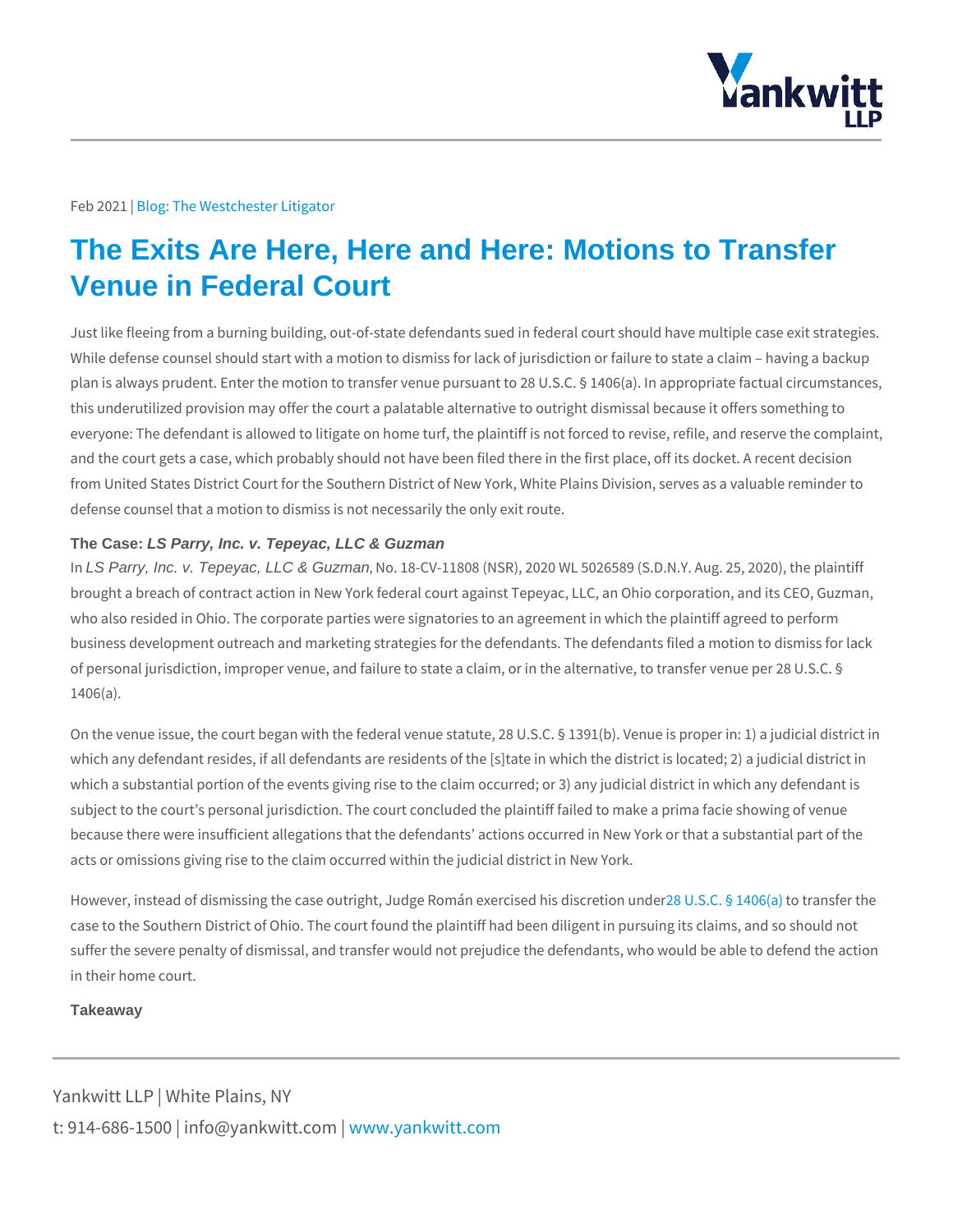Feb 2021 | Blog: The Westchester Litigator

# The Exits Are Here, Here and Here: Motions to Transfer Venue in Federal Court

Just like fleeing from a burning building, out-of-state defendants sued in federal court should have multiple case exit strategies. While defense counsel should start with a motion to dismiss for lack of jurisdiction or failure to state a claim – having a backup plan is always prudent. Enter the motion to transfer venue pursuant to 28 U.S.C. § 1406(a). In appropriate factual circumstances, this underutilized provision may offer the court a palatable alternative to outright dismissal because it offers something to everyone: The defendant is allowed to litigate on home turf, the plaintiff is not forced to revise, refile, and reserve the complaint, and the court gets a case, which probably should not have been filed there in the first place, off its docket. A recent decision from United States District Court for the Southern District of New York, White Plains Division, serves as a valuable reminder to defense counsel that a motion to dismiss is not necessarily the only exit route.

### The Case: *LS Parry, Inc. v. Tepeyac, LLC & Guzman*

In *LS Parry, Inc. v. Tepeyac, LLC & Guzman,* No. 18-CV-11808 (NSR), 2020 WL 5026589 (S.D.N.Y. Aug. 25, 2020), the plaintiff brought a breach of contract action in New York federal court against Tepeyac, LLC, an Ohio corporation, and its CEO, Guzman, who also resided in Ohio. The corporate parties were signatories to an agreement in which the plaintiff agreed to perform business development outreach and marketing strategies for the defendants. The defendants filed a motion to dismiss for lack of personal jurisdiction, improper venue, and failure to state a claim, or in the alternative, to transfer venue per 28 U.S.C. § 1406(a).

On the venue issue, the court began with the federal venue statute, 28 U.S.C. § 1391(b). Venue is proper in: 1) a judicial district in which any defendant resides, if all defendants are residents of the [s]tate in which the district is located; 2) a judicial district in which a substantial portion of the events giving rise to the claim occurred; or 3) any judicial district in which any defendant is subject to the court's personal jurisdiction. The court concluded the plaintiff failed to make a prima facie showing of venue because there were insufficient allegations that the defendants' actions occurred in New York or that a substantial part of the acts or omissions giving rise to the claim occurred within the judicial district in New York.

However, instead of dismissing the case outright, Judge Román exercised his discretion under 28 U.S.C. § 1406(a) to transfer the case to the Southern District of Ohio. The court found the plaintiff had been diligent in pursuing its claims, and so should not suffer the severe penalty of dismissal, and transfer would not prejudice the defendants, who would be able to defend the action in their home court.

### Takeaway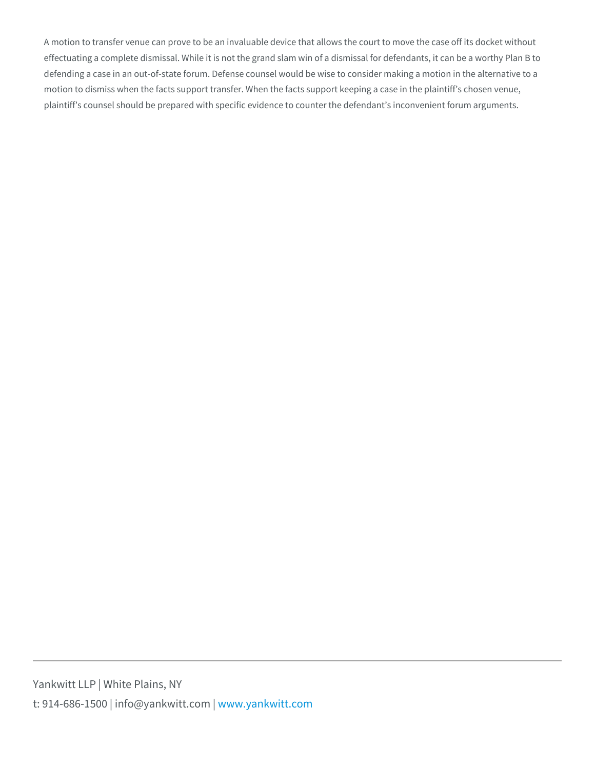A motion to transfer venue can prove to be an invaluable device that allows the court to move the case off its docket without effectuating a complete dismissal. While it is not the grand slam win of a dismissal for defendants, it can be a worthy Plan B to defending a case in an out-of-state forum. Defense counsel would be wise to consider making a motion in the alternative to a motion to dismiss when the facts support transfer. When the facts support keeping a case in the plaintiff's chosen venue, plaintiff's counsel should be prepared with specific evidence to counter the defendant's inconvenient forum arguments.